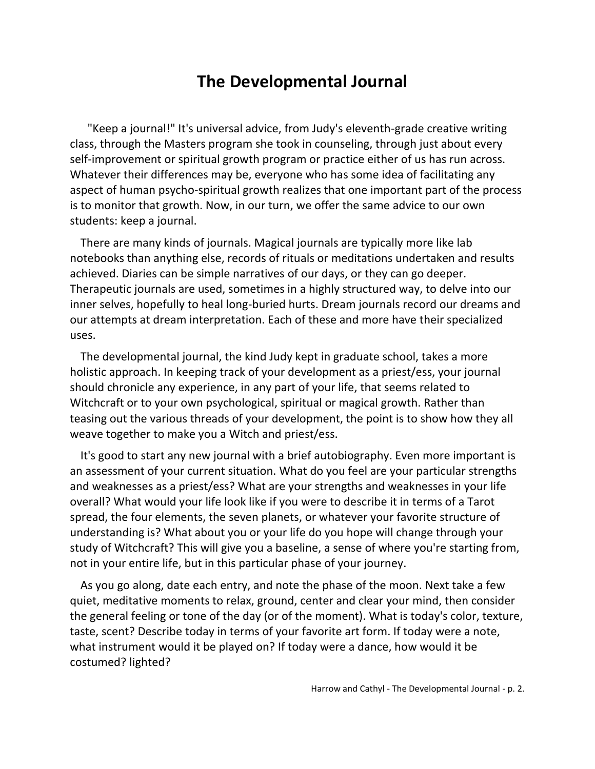# The Developmental Journal

"Keep a journal!" It's universal advice, from Judy's eleventh-grade creative writing class, through the Masters program she took in counseling, through just about every self-improvement or spiritual growth program or practice either of us has run across. Whatever their differences may be, everyone who has some idea of facilitating any aspect of human psycho-spiritual growth realizes that one important part of the process is to monitor that growth. Now, in our turn, we offer the same advice to our own students: keep a journal.

There are many kinds of journals. Magical journals are typically more like lab notebooks than anything else, records of rituals or meditations undertaken and results achieved. Diaries can be simple narratives of our days, or they can go deeper. Therapeutic journals are used, sometimes in a highly structured way, to delve into our inner selves, hopefully to heal long-buried hurts. Dream journals record our dreams and our attempts at dream interpretation. Each of these and more have their specialized uses.

The developmental journal, the kind Judy kept in graduate school, takes a more holistic approach. In keeping track of your development as a priest/ess, your journal should chronicle any experience, in any part of your life, that seems related to Witchcraft or to your own psychological, spiritual or magical growth. Rather than teasing out the various threads of your development, the point is to show how they all weave together to make you a Witch and priest/ess.

It's good to start any new journal with a brief autobiography. Even more important is an assessment of your current situation. What do you feel are your particular strengths and weaknesses as a priest/ess? What are your strengths and weaknesses in your life overall? What would your life look like if you were to describe it in terms of a Tarot spread, the four elements, the seven planets, or whatever your favorite structure of understanding is? What about you or your life do you hope will change through your study of Witchcraft? This will give you a baseline, a sense of where you're starting from, not in your entire life, but in this particular phase of your journey.

As you go along, date each entry, and note the phase of the moon. Next take a few quiet, meditative moments to relax, ground, center and clear your mind, then consider the general feeling or tone of the day (or of the moment). What is today's color, texture, taste, scent? Describe today in terms of your favorite art form. If today were a note, what instrument would it be played on? If today were a dance, how would it be costumed? lighted?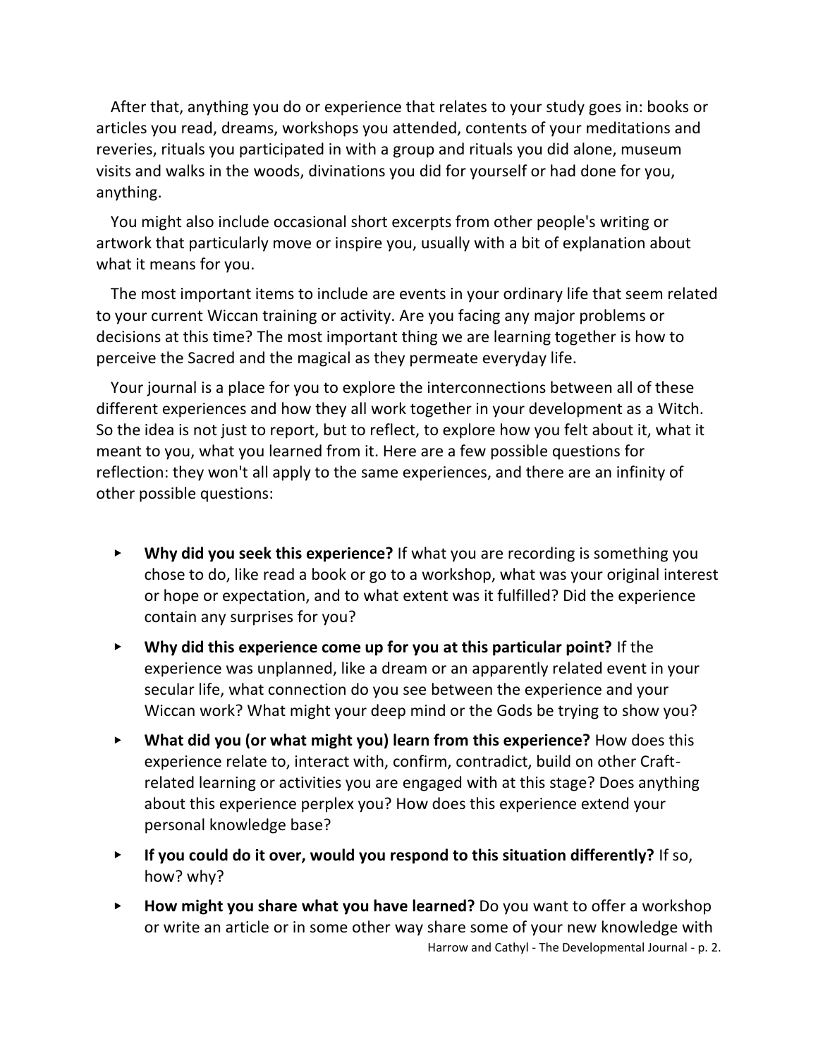After that, anything you do or experience that relates to your study goes in: books or articles you read, dreams, workshops you attended, contents of your meditations and reveries, rituals you participated in with a group and rituals you did alone, museum visits and walks in the woods, divinations you did for yourself or had done for you, anything.

You might also include occasional short excerpts from other people's writing or artwork that particularly move or inspire you, usually with a bit of explanation about what it means for you.

The most important items to include are events in your ordinary life that seem related to your current Wiccan training or activity. Are you facing any major problems or decisions at this time? The most important thing we are learning together is how to perceive the Sacred and the magical as they permeate everyday life.

Your journal is a place for you to explore the interconnections between all of these different experiences and how they all work together in your development as a Witch. So the idea is not just to report, but to reflect, to explore how you felt about it, what it meant to you, what you learned from it. Here are a few possible questions for reflection: they won't all apply to the same experiences, and there are an infinity of other possible questions:

- **Why did you seek this experience?** If what you are recording is something you chose to do, like read a book or go to a workshop, what was your original interest or hope or expectation, and to what extent was it fulfilled? Did the experience contain any surprises for you?
- **Why did this experience come up for you at this particular point?** If the experience was unplanned, like a dream or an apparently related event in your secular life, what connection do you see between the experience and your Wiccan work? What might your deep mind or the Gods be trying to show you?
- **What did you (or what might you) learn from this experience?** How does this experience relate to, interact with, confirm, contradict, build on other Craft-related learning or activities you are engaged with at this stage? Does anything about this experience perplex you? How does this experience extend your personal knowledge base?
- **If you could do it over, would you respond to this situation differently?** If so, how? why?
- **How might you share what you have learned?** Do you want to offer a workshop or write an article or in some other way share some of your new knowledge with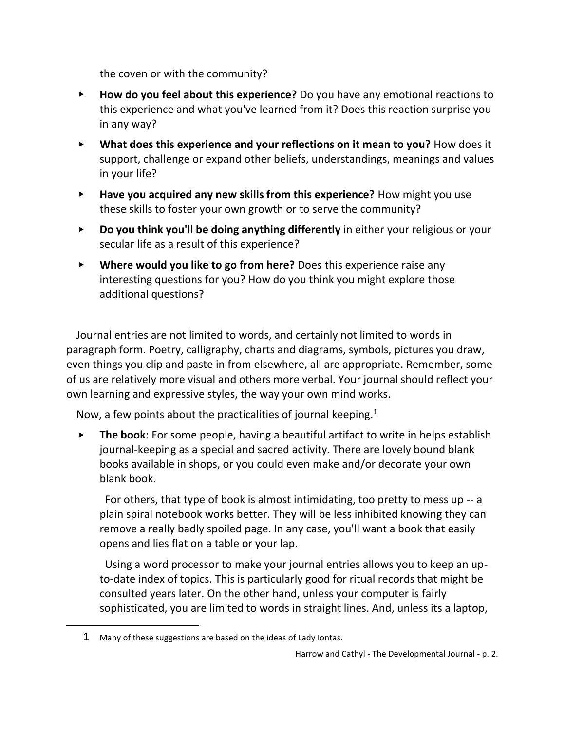the coven or with the community?

- **How do you feel about this experience?** Do you have any emotional reactions to this experience and what you've learned from it? Does this reaction surprise you in any way?
- **What does this experience and your reflections on it mean to you?** How does it support, challenge or expand other beliefs, understandings, meanings and values in your life?
- **Have you acquired any new skills from this experience?** How might you use these skills to foster your own growth or to serve the community?
- **Do you think you'll be doing anything differently** in either your religious or your secular life as a result of this experience?
- **Where would you like to go from here?** Does this experience raise any interesting questions for you? How do you think you might explore those additional questions?

Journal entries are not limited to words, and certainly not limited to words in paragraph form. Poetry, calligraphy, charts and diagrams, symbols, pictures you draw, even things you clip and paste in from elsewhere, all are appropriate. Remember, some of us are relatively more visual and others more verbal. Your journal should reflect your own learning and expressive styles, the way your own mind works.

Now, a few points about the practicalities of journal keeping.[1]

- **The book**: For some people, having a beautiful artifact to write in helps establish journal-keeping as a special and sacred activity. There are lovely bound blank books available in shops, or you could even make and/or decorate your own blank book.

  For others, that type of book is almost intimidating, too pretty to mess up -- a plain spiral notebook works better. They will be less inhibited knowing they can remove a really badly spoiled page. In any case, you'll want a book that easily opens and lies flat on a table or your lap.

  Using a word processor to make your journal entries allows you to keep an up-to-date index of topics. This is particularly good for ritual records that might be consulted years later. On the other hand, unless your computer is fairly sophisticated, you are limited to words in straight lines. And, unless its a laptop,

---

[1] Many of these suggestions are based on the ideas of Lady Iontas.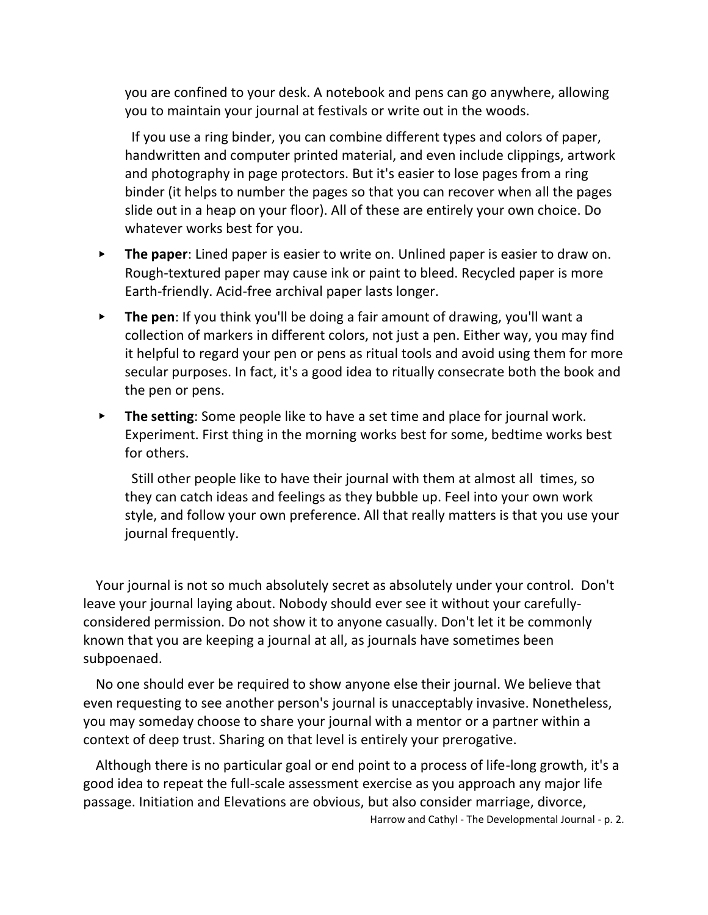you are confined to your desk. A notebook and pens can go anywhere, allowing you to maintain your journal at festivals or write out in the woods.

If you use a ring binder, you can combine different types and colors of paper, handwritten and computer printed material, and even include clippings, artwork and photography in page protectors. But it's easier to lose pages from a ring binder (it helps to number the pages so that you can recover when all the pages slide out in a heap on your floor). All of these are entirely your own choice. Do whatever works best for you.

- **The paper**: Lined paper is easier to write on. Unlined paper is easier to draw on. Rough-textured paper may cause ink or paint to bleed. Recycled paper is more Earth-friendly. Acid-free archival paper lasts longer.
- **The pen**: If you think you'll be doing a fair amount of drawing, you'll want a collection of markers in different colors, not just a pen. Either way, you may find it helpful to regard your pen or pens as ritual tools and avoid using them for more secular purposes. In fact, it's a good idea to ritually consecrate both the book and the pen or pens.
- **The setting**: Some people like to have a set time and place for journal work. Experiment. First thing in the morning works best for some, bedtime works best for others.

  Still other people like to have their journal with them at almost all times, so they can catch ideas and feelings as they bubble up. Feel into your own work style, and follow your own preference. All that really matters is that you use your journal frequently.

Your journal is not so much absolutely secret as absolutely under your control. Don't leave your journal laying about. Nobody should ever see it without your carefully-considered permission. Do not show it to anyone casually. Don't let it be commonly known that you are keeping a journal at all, as journals have sometimes been subpoenaed.

No one should ever be required to show anyone else their journal. We believe that even requesting to see another person's journal is unacceptably invasive. Nonetheless, you may someday choose to share your journal with a mentor or a partner within a context of deep trust. Sharing on that level is entirely your prerogative.

Although there is no particular goal or end point to a process of life-long growth, it's a good idea to repeat the full-scale assessment exercise as you approach any major life passage. Initiation and Elevations are obvious, but also consider marriage, divorce,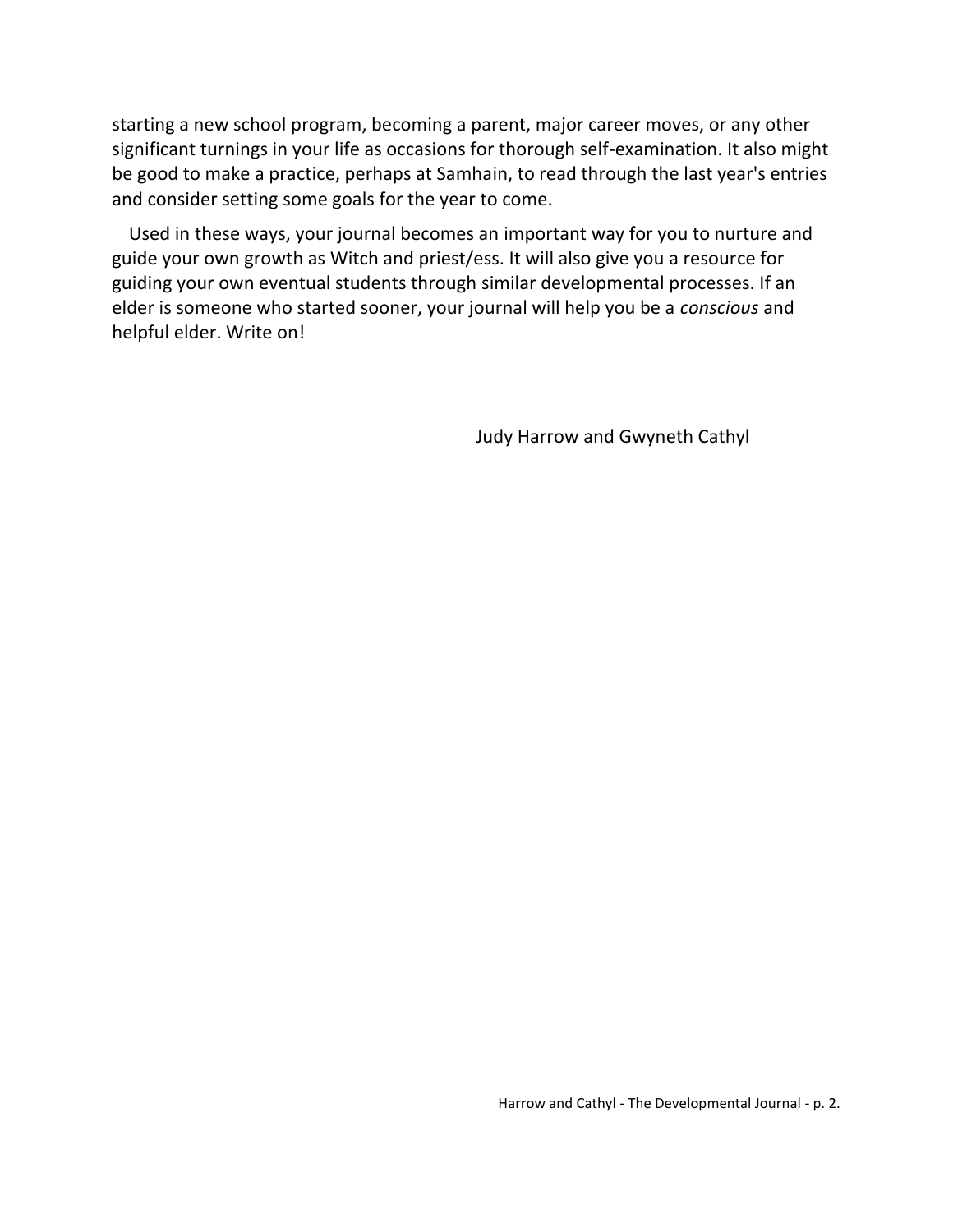starting a new school program, becoming a parent, major career moves, or any other significant turnings in your life as occasions for thorough self-examination. It also might be good to make a practice, perhaps at Samhain, to read through the last year's entries and consider setting some goals for the year to come.

Used in these ways, your journal becomes an important way for you to nurture and guide your own growth as Witch and priest/ess. It will also give you a resource for guiding your own eventual students through similar developmental processes. If an elder is someone who started sooner, your journal will help you be a *conscious* and helpful elder. Write on!

Judy Harrow and Gwyneth Cathyl